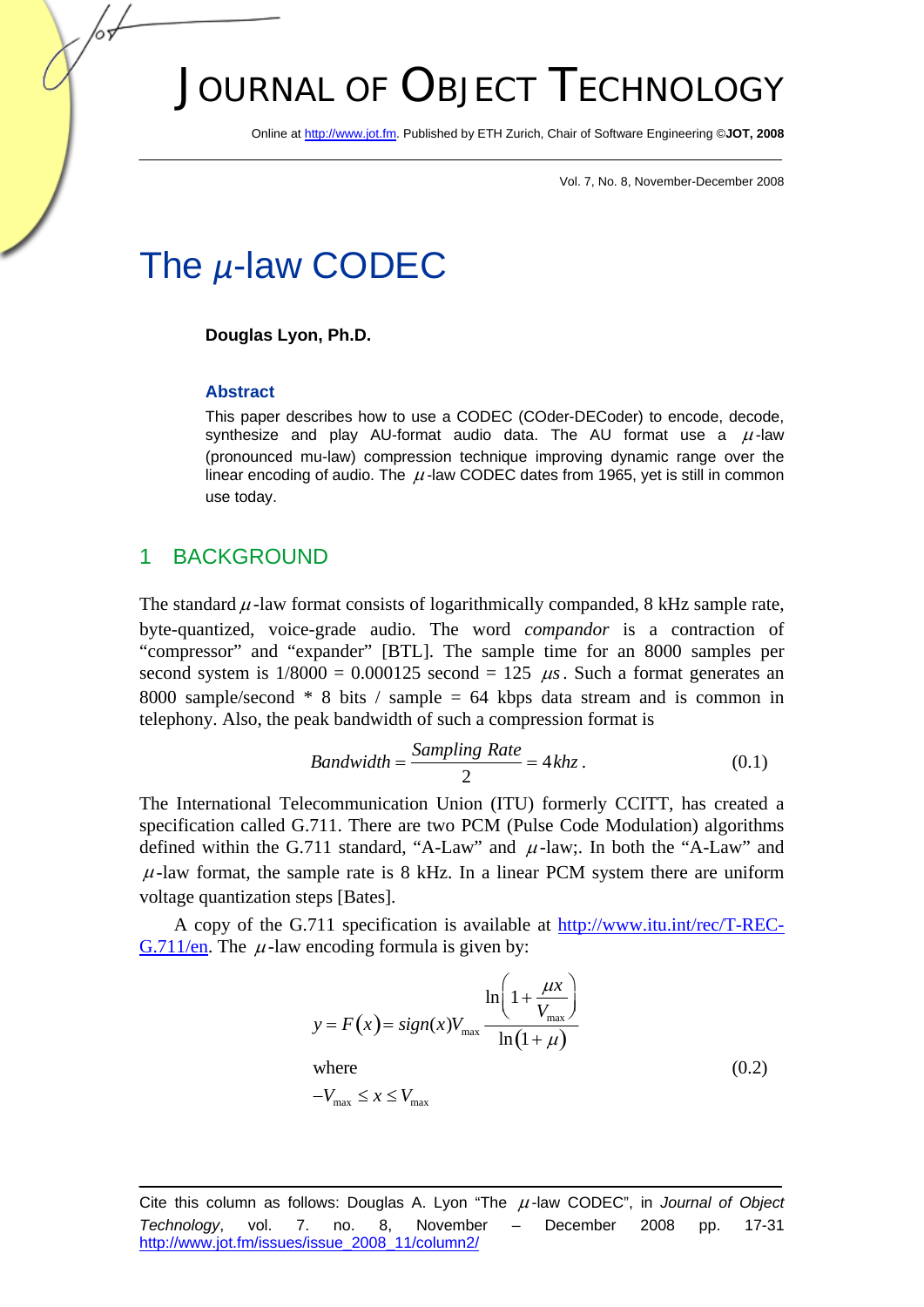# The $\mu$-law CODEC

**Douglas Lyon, Ph.D.**

### Abstract

This paper describes how to use a CODEC (COder-DECoder) to encode, decode, synthesize and play AU-format audio data. The AU format use a $\mu$-law (pronounced mu-law) compression technique improving dynamic range over the linear encoding of audio. The $\mu$-law CODEC dates from 1965, yet is still in common use today.

## 1 BACKGROUND

The standard $\mu$-law format consists of logarithmically companded, 8 kHz sample rate, byte-quantized, voice-grade audio. The word *compandor* is a contraction of "compressor" and "expander" [BTL]. The sample time for an 8000 samples per second system is 1/8000 = 0.000125 second = 125 $\mu s$. Such a format generates an 8000 sample/second * 8 bits / sample = 64 kbps data stream and is common in telephony. Also, the peak bandwidth of such a compression format is

$$Bandwidth = \frac{Sampling\ Rate}{2} = 4khz. \tag{0.1}$$

The International Telecommunication Union (ITU) formerly CCITT, has created a specification called G.711. There are two PCM (Pulse Code Modulation) algorithms defined within the G.711 standard, "A-Law" and $\mu$-law;. In both the "A-Law" and $\mu$-law format, the sample rate is 8 kHz. In a linear PCM system there are uniform voltage quantization steps [Bates].

A copy of the G.711 specification is available at http://www.itu.int/rec/T-REC-G.711/en. The $\mu$-law encoding formula is given by:

$$y = F(x) = sign(x)V_{\max}\frac{\ln\left(1+\frac{\mu x}{V_{\max}}\right)}{\ln(1+\mu)}$$

$$\text{where} \tag{0.2}$$

$$-V_{\max} \le x \le V_{\max}$$

Cite this column as follows: Douglas A. Lyon "The $\mu$-law CODEC", in *Journal of Object Technology*, vol. 7. no. 8, November – December 2008 pp. 17-31 http://www.jot.fm/issues/issue_2008_11/column2/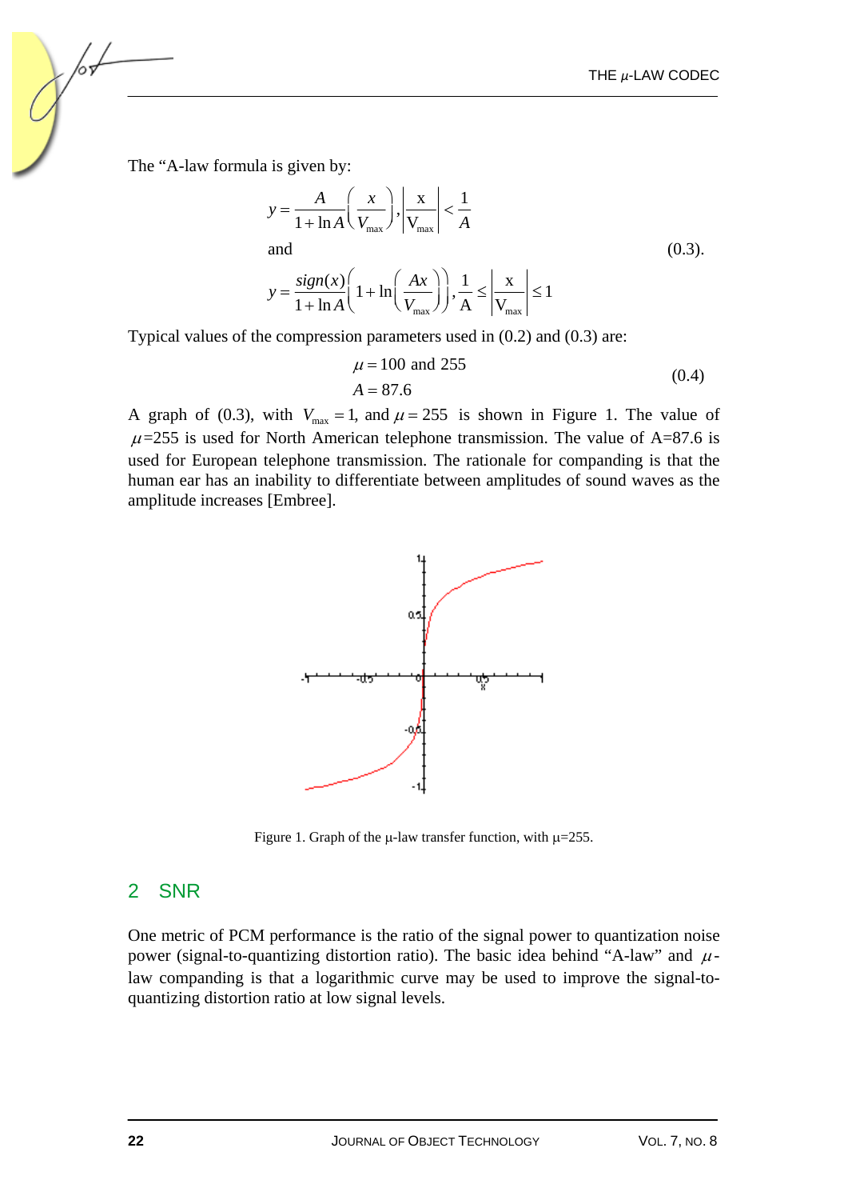The “A-law formula is given by:

$$y = \frac{A}{1+\ln A}\left(\frac{x}{V_{\max}}\right), \left|\frac{x}{V_{\max}}\right| < \frac{1}{A}$$

and (0.3).

$$y = \frac{sign(x)}{1+\ln A}\left(1+\ln\left(\frac{Ax}{V_{\max}}\right)\right), \frac{1}{A} \le \left|\frac{x}{V_{\max}}\right| \le 1$$

Typical values of the compression parameters used in (0.2) and (0.3) are:

$$\mu = 100 \text{ and } 255$$
$$A = 87.6 \tag{0.4}$$

A graph of (0.3), with $V_{\max} = 1$, and $\mu = 255$ is shown in Figure 1. The value of $\mu$=255 is used for North American telephone transmission. The value of A=87.6 is used for European telephone transmission. The rationale for companding is that the human ear has an inability to differentiate between amplitudes of sound waves as the amplitude increases [Embree].

Figure 1. Graph of the μ-law transfer function, with μ=255.

## 2 SNR

One metric of PCM performance is the ratio of the signal power to quantization noise power (signal-to-quantizing distortion ratio). The basic idea behind “A-law” and $\mu$-law companding is that a logarithmic curve may be used to improve the signal-to-quantizing distortion ratio at low signal levels.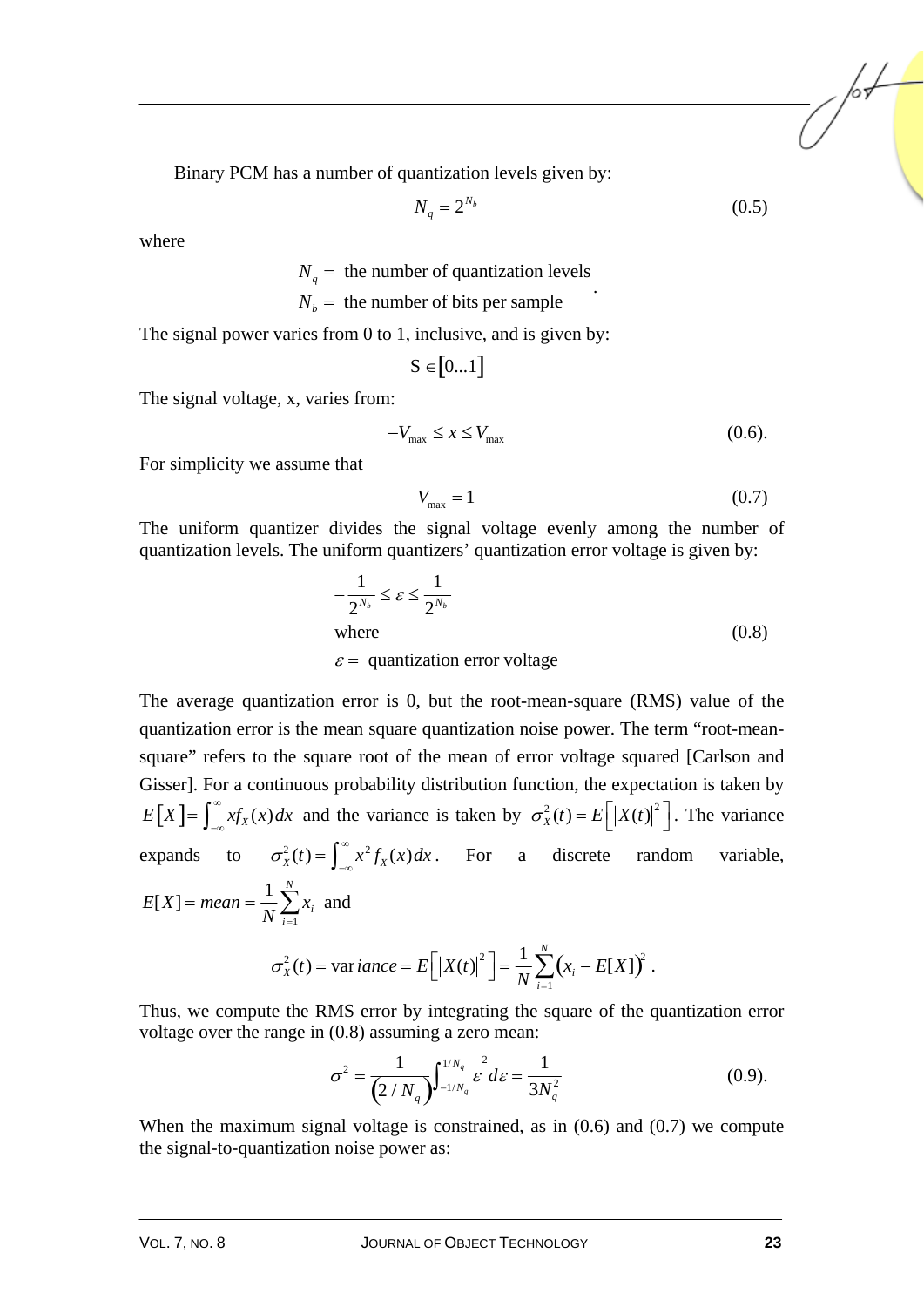Binary PCM has a number of quantization levels given by:

$$N_q = 2^{N_b} \tag{0.5}$$

where

$$N_q = \text{ the number of quantization levels}$$
$$N_b = \text{ the number of bits per sample}$$

The signal power varies from 0 to 1, inclusive, and is given by:

$$S \in [0...1]$$

The signal voltage, x, varies from:

$$-V_{\max} \leq x \leq V_{\max} \tag{0.6}$$

For simplicity we assume that

$$V_{\max} = 1 \tag{0.7}$$

The uniform quantizer divides the signal voltage evenly among the number of quantization levels. The uniform quantizers' quantization error voltage is given by:

$$-\frac{1}{2^{N_b}} \leq \varepsilon \leq \frac{1}{2^{N_b}} \tag{0.8}$$

where

$\varepsilon =$ quantization error voltage

The average quantization error is 0, but the root-mean-square (RMS) value of the quantization error is the mean square quantization noise power. The term "root-mean-square" refers to the square root of the mean of error voltage squared [Carlson and Gisser]. For a continuous probability distribution function, the expectation is taken by $E[X] = \int_{-\infty}^{\infty} x f_X(x)dx$ and the variance is taken by $\sigma_X^2(t) = E\left[|X(t)|^2\right]$. The variance expands to $\sigma_X^2(t) = \int_{-\infty}^{\infty} x^2 f_X(x)dx$. For a discrete random variable, $E[X] = mean = \frac{1}{N}\sum_{i=1}^{N} x_i$ and

$$\sigma_X^2(t) = \text{var}\,iance = E\left[|X(t)|^2\right] = \frac{1}{N}\sum_{i=1}^{N}(x_i - E[X])^2.$$

Thus, we compute the RMS error by integrating the square of the quantization error voltage over the range in (0.8) assuming a zero mean:

$$\sigma^2 = \frac{1}{(2/N_q)}\int_{-1/N_q}^{1/N_q} \varepsilon^2 d\varepsilon = \frac{1}{3N_q^2} \tag{0.9}$$

When the maximum signal voltage is constrained, as in (0.6) and (0.7) we compute the signal-to-quantization noise power as: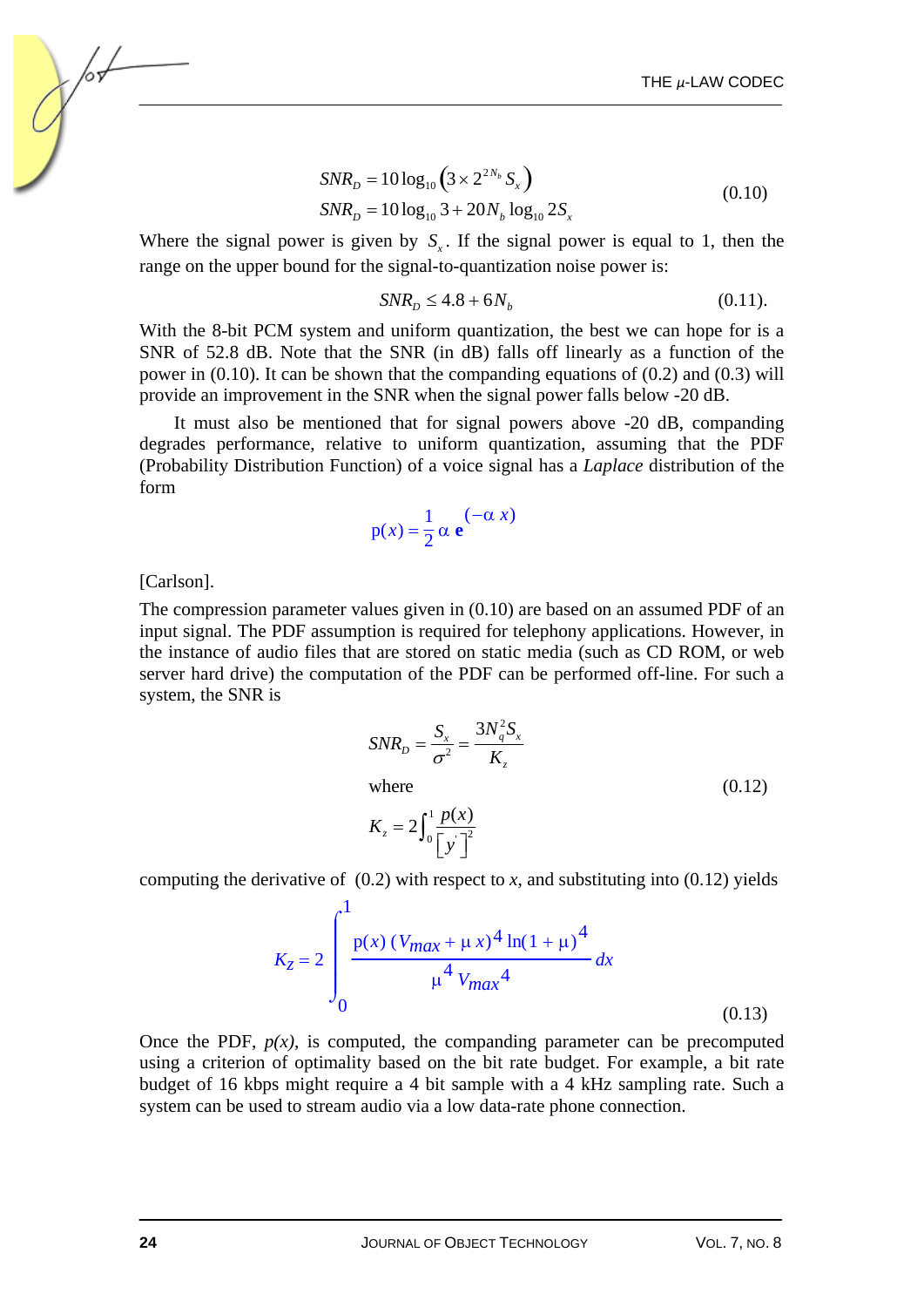$$
\begin{aligned}
SNR_D &= 10\log_{10}\left(3 \times 2^{2N_b} S_x\right) \\
SNR_D &= 10\log_{10} 3 + 20N_b \log_{10} 2S_x
\end{aligned}
\tag{0.10}
$$

Where the signal power is given by $S_x$. If the signal power is equal to 1, then the range on the upper bound for the signal-to-quantization noise power is:

$$
SNR_D \le 4.8 + 6N_b \tag{0.11}
$$

With the 8-bit PCM system and uniform quantization, the best we can hope for is a SNR of 52.8 dB. Note that the SNR (in dB) falls off linearly as a function of the power in (0.10). It can be shown that the companding equations of (0.2) and (0.3) will provide an improvement in the SNR when the signal power falls below -20 dB.

It must also be mentioned that for signal powers above -20 dB, companding degrades performance, relative to uniform quantization, assuming that the PDF (Probability Distribution Function) of a voice signal has a *Laplace* distribution of the form

$$
p(x) = \frac{1}{2}\alpha\, \mathbf{e}^{(-\alpha x)}
$$

[Carlson].

The compression parameter values given in (0.10) are based on an assumed PDF of an input signal. The PDF assumption is required for telephony applications. However, in the instance of audio files that are stored on static media (such as CD ROM, or web server hard drive) the computation of the PDF can be performed off-line. For such a system, the SNR is

$$
SNR_D = \frac{S_x}{\sigma^2} = \frac{3N_q^2 S_x}{K_z}
$$

where

$$
K_z = 2\int_0^1 \frac{p(x)}{\left[y'\right]^2} \tag{0.12}
$$

computing the derivative of (0.2) with respect to $x$, and substituting into (0.12) yields

$$
K_z = 2\int_0^1 \frac{p(x)\,(V_{max} + \mu\, x)^4 \ln(1+\mu)^4}{\mu^4\, V_{max}{}^4}\, dx \tag{0.13}
$$

Once the PDF, $p(x)$, is computed, the companding parameter can be precomputed using a criterion of optimality based on the bit rate budget. For example, a bit rate budget of 16 kbps might require a 4 bit sample with a 4 kHz sampling rate. Such a system can be used to stream audio via a low data-rate phone connection.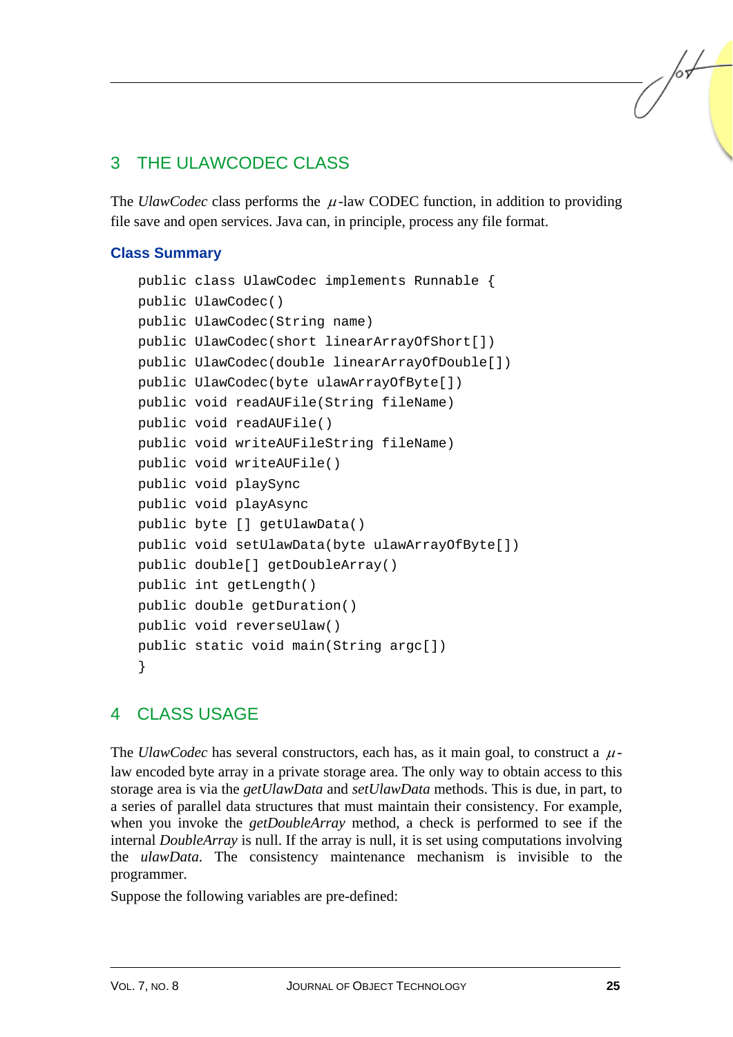## 3 THE ULAWCODEC CLASS

The *UlawCodec* class performs the $\mu$-law CODEC function, in addition to providing file save and open services. Java can, in principle, process any file format.

### Class Summary

```
public class UlawCodec implements Runnable {
public UlawCodec()
public UlawCodec(String name)
public UlawCodec(short linearArrayOfShort[])
public UlawCodec(double linearArrayOfDouble[])
public UlawCodec(byte ulawArrayOfByte[])
public void readAUFile(String fileName)
public void readAUFile()
public void writeAUFileString fileName)
public void writeAUFile()
public void playSync
public void playAsync
public byte [] getUlawData()
public void setUlawData(byte ulawArrayOfByte[])
public double[] getDoubleArray()
public int getLength()
public double getDuration()
public void reverseUlaw()
public static void main(String argc[])
}
```

## 4 CLASS USAGE

The *UlawCodec* has several constructors, each has, as it main goal, to construct a $\mu$-law encoded byte array in a private storage area. The only way to obtain access to this storage area is via the *getUlawData* and *setUlawData* methods. This is due, in part, to a series of parallel data structures that must maintain their consistency. For example, when you invoke the *getDoubleArray* method, a check is performed to see if the internal *DoubleArray* is null. If the array is null, it is set using computations involving the *ulawData*. The consistency maintenance mechanism is invisible to the programmer.

Suppose the following variables are pre-defined: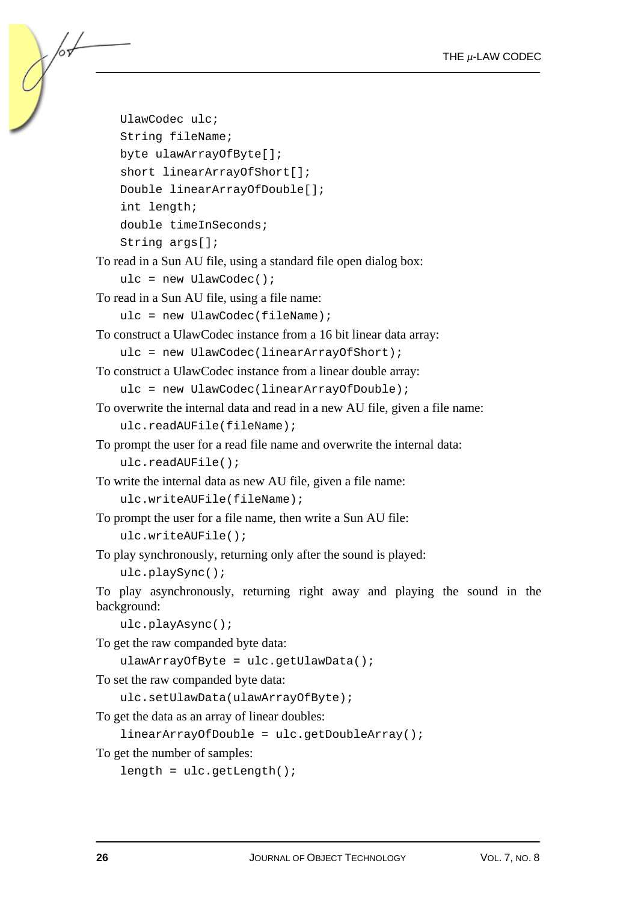```
UlawCodec ulc;
String fileName;
byte ulawArrayOfByte[];
short linearArrayOfShort[];
Double linearArrayOfDouble[];
int length;
double timeInSeconds;
String args[];
```

To read in a Sun AU file, using a standard file open dialog box:

```
ulc = new UlawCodec();
```

To read in a Sun AU file, using a file name:

```
ulc = new UlawCodec(fileName);
```

To construct a UlawCodec instance from a 16 bit linear data array:

```
ulc = new UlawCodec(linearArrayOfShort);
```

To construct a UlawCodec instance from a linear double array:

```
ulc = new UlawCodec(linearArrayOfDouble);
```

To overwrite the internal data and read in a new AU file, given a file name:

```
ulc.readAUFile(fileName);
```

To prompt the user for a read file name and overwrite the internal data:

```
ulc.readAUFile();
```

To write the internal data as new AU file, given a file name:

```
ulc.writeAUFile(fileName);
```

To prompt the user for a file name, then write a Sun AU file:

```
ulc.writeAUFile();
```

To play synchronously, returning only after the sound is played:

```
ulc.playSync();
```

To play asynchronously, returning right away and playing the sound in the background:

```
ulc.playAsync();
```

To get the raw companded byte data:

```
ulawArrayOfByte = ulc.getUlawData();
```

To set the raw companded byte data:

```
ulc.setUlawData(ulawArrayOfByte);
```

To get the data as an array of linear doubles:

```
linearArrayOfDouble = ulc.getDoubleArray();
```

To get the number of samples:

```
length = ulc.getLength();
```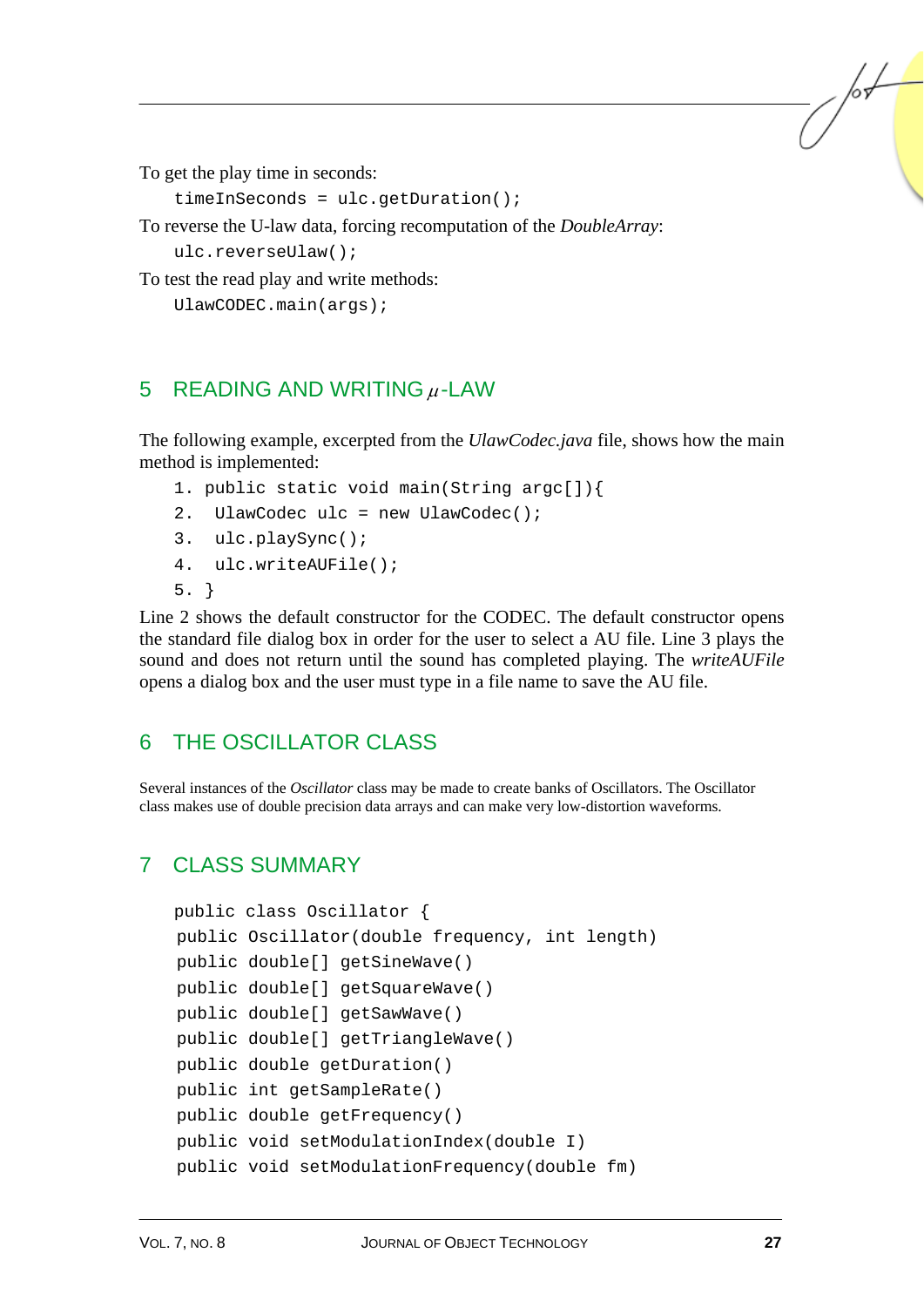To get the play time in seconds:

```
timeInSeconds = ulc.getDuration();
```

To reverse the U-law data, forcing recomputation of the *DoubleArray*:

```
ulc.reverseUlaw();
```

To test the read play and write methods:

```
UlawCODEC.main(args);
```

## 5 READING AND WRITING $\mu$-LAW

The following example, excerpted from the *UlawCodec.java* file, shows how the main method is implemented:

```
1. public static void main(String argc[]){
2.  UlawCodec ulc = new UlawCodec();
3.  ulc.playSync();
4.  ulc.writeAUFile();
5. }
```

Line 2 shows the default constructor for the CODEC. The default constructor opens the standard file dialog box in order for the user to select a AU file. Line 3 plays the sound and does not return until the sound has completed playing. The *writeAUFile* opens a dialog box and the user must type in a file name to save the AU file.

## 6 THE OSCILLATOR CLASS

Several instances of the *Oscillator* class may be made to create banks of Oscillators. The Oscillator class makes use of double precision data arrays and can make very low-distortion waveforms.

## 7 CLASS SUMMARY

```
public class Oscillator {
 public Oscillator(double frequency, int length)
 public double[] getSineWave()
 public double[] getSquareWave()
 public double[] getSawWave()
 public double[] getTriangleWave()
 public double getDuration()
 public int getSampleRate()
 public double getFrequency()
 public void setModulationIndex(double I)
 public void setModulationFrequency(double fm)
```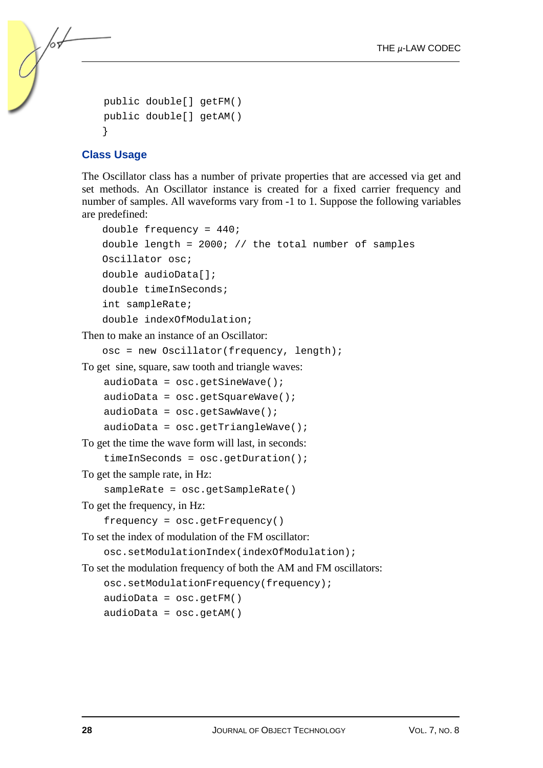```
public double[] getFM()
public double[] getAM()
}
```

### Class Usage

The Oscillator class has a number of private properties that are accessed via get and set methods. An Oscillator instance is created for a fixed carrier frequency and number of samples. All waveforms vary from -1 to 1. Suppose the following variables are predefined:

```
double frequency = 440;
double length = 2000; // the total number of samples
Oscillator osc;
double audioData[];
double timeInSeconds;
int sampleRate;
double indexOfModulation;
```

Then to make an instance of an Oscillator:

```
osc = new Oscillator(frequency, length);
```

To get sine, square, saw tooth and triangle waves:

```
audioData = osc.getSineWave();
audioData = osc.getSquareWave();
audioData = osc.getSawWave();
audioData = osc.getTriangleWave();
```

To get the time the wave form will last, in seconds:

```
timeInSeconds = osc.getDuration();
```

To get the sample rate, in Hz:

```
sampleRate = osc.getSampleRate()
```

To get the frequency, in Hz:

```
frequency = osc.getFrequency()
```

To set the index of modulation of the FM oscillator:

```
osc.setModulationIndex(indexOfModulation);
```

To set the modulation frequency of both the AM and FM oscillators:

```
osc.setModulationFrequency(frequency);
audioData = osc.getFM()
audioData = osc.getAM()
```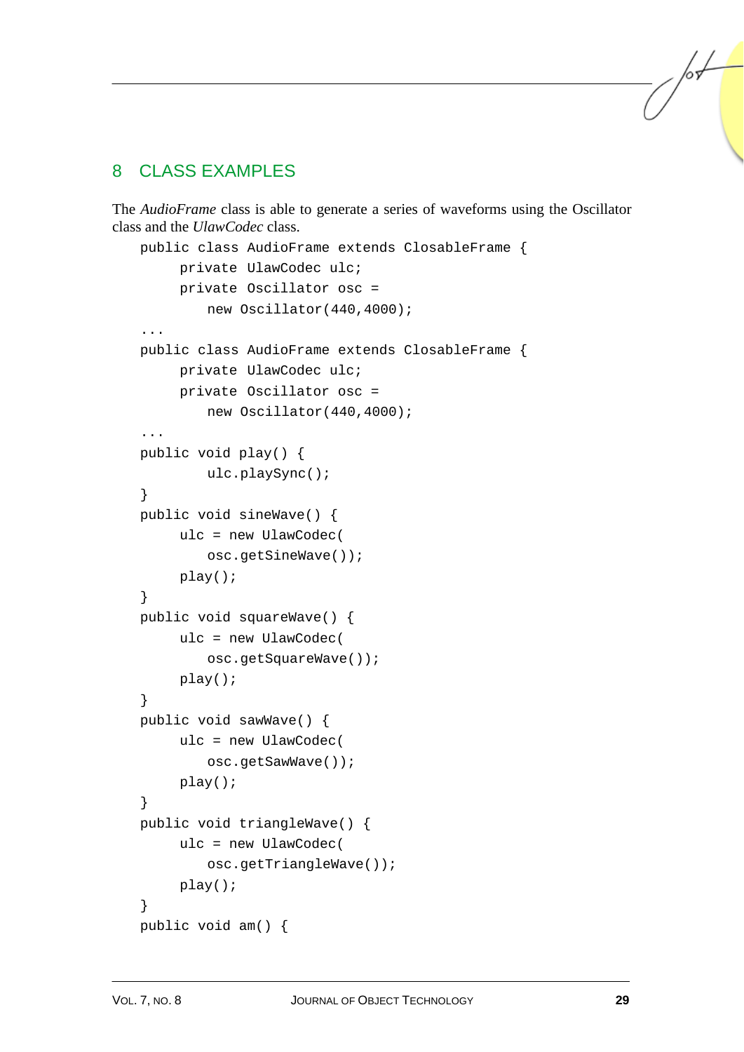## 8 CLASS EXAMPLES

The *AudioFrame* class is able to generate a series of waveforms using the Oscillator class and the *UlawCodec* class.

```
public class AudioFrame extends ClosableFrame {
     private UlawCodec ulc;
     private Oscillator osc =
        new Oscillator(440,4000);
...
public class AudioFrame extends ClosableFrame {
     private UlawCodec ulc;
     private Oscillator osc =
        new Oscillator(440,4000);
...
public void play() {
        ulc.playSync();
}
public void sineWave() {
     ulc = new UlawCodec(
        osc.getSineWave());
     play();
}
public void squareWave() {
     ulc = new UlawCodec(
        osc.getSquareWave());
     play();
}
public void sawWave() {
     ulc = new UlawCodec(
        osc.getSawWave());
     play();
}
public void triangleWave() {
     ulc = new UlawCodec(
        osc.getTriangleWave());
     play();
}
public void am() {
```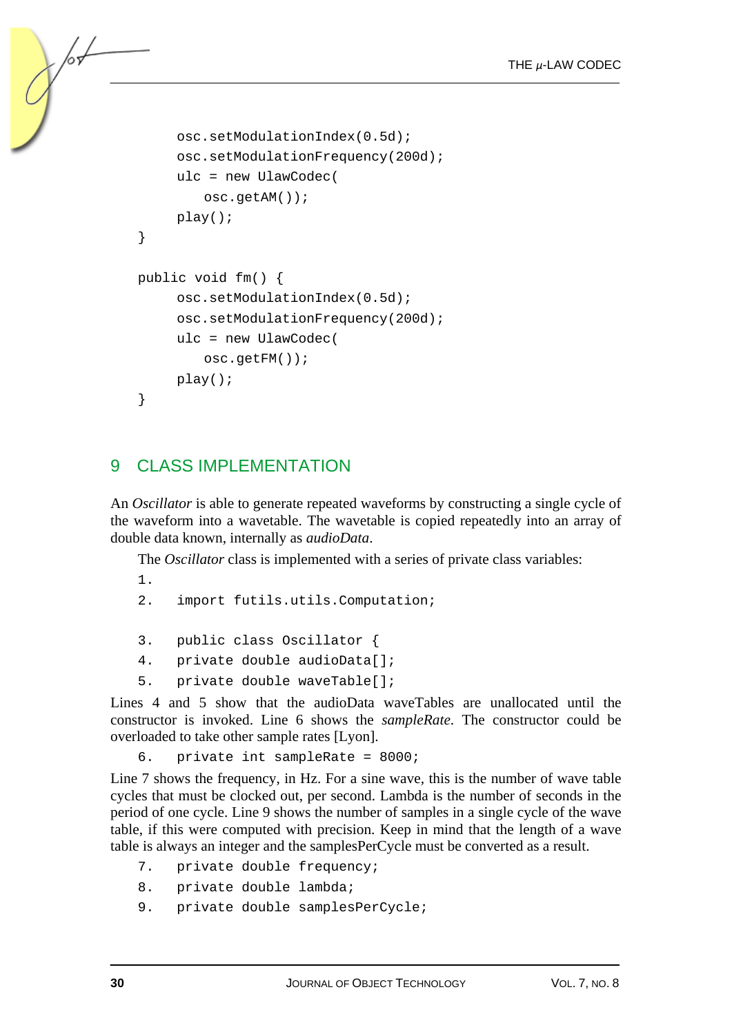```
        osc.setModulationIndex(0.5d);
        osc.setModulationFrequency(200d);
        ulc = new UlawCodec(
            osc.getAM());
        play();
    }

    public void fm() {
        osc.setModulationIndex(0.5d);
        osc.setModulationFrequency(200d);
        ulc = new UlawCodec(
            osc.getFM());
        play();
    }
```

## 9 CLASS IMPLEMENTATION

An *Oscillator* is able to generate repeated waveforms by constructing a single cycle of the waveform into a wavetable. The wavetable is copied repeatedly into an array of double data known, internally as *audioData*.

The *Oscillator* class is implemented with a series of private class variables:

```
1.
2.   import futils.utils.Computation;

3.   public class Oscillator {
4.   private double audioData[];
5.   private double waveTable[];
```

Lines 4 and 5 show that the audioData waveTables are unallocated until the constructor is invoked. Line 6 shows the *sampleRate*. The constructor could be overloaded to take other sample rates [Lyon].

```
6.   private int sampleRate = 8000;
```

Line 7 shows the frequency, in Hz. For a sine wave, this is the number of wave table cycles that must be clocked out, per second. Lambda is the number of seconds in the period of one cycle. Line 9 shows the number of samples in a single cycle of the wave table, if this were computed with precision. Keep in mind that the length of a wave table is always an integer and the samplesPerCycle must be converted as a result.

```
7.   private double frequency;
8.   private double lambda;
9.   private double samplesPerCycle;
```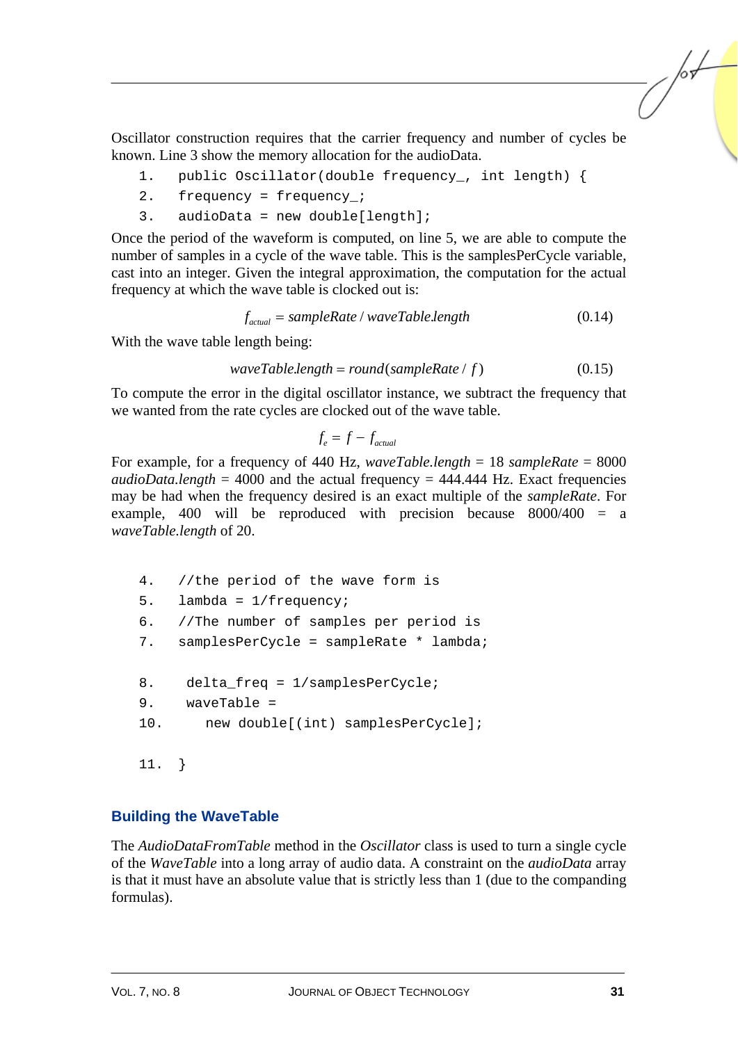Oscillator construction requires that the carrier frequency and number of cycles be known. Line 3 show the memory allocation for the audioData.

```
1.   public Oscillator(double frequency_, int length) {
2.   frequency = frequency_;
3.   audioData = new double[length];
```

Once the period of the waveform is computed, on line 5, we are able to compute the number of samples in a cycle of the wave table. This is the samplesPerCycle variable, cast into an integer. Given the integral approximation, the computation for the actual frequency at which the wave table is clocked out is:

$$f_{actual} = sampleRate \,/\, waveTable.length \tag{0.14}$$

With the wave table length being:

$$waveTable.length = round(sampleRate \,/\, f) \tag{0.15}$$

To compute the error in the digital oscillator instance, we subtract the frequency that we wanted from the rate cycles are clocked out of the wave table.

$$f_e = f - f_{actual}$$

For example, for a frequency of 440 Hz, *waveTable.length* = 18 *sampleRate* = 8000 *audioData.length* = 4000 and the actual frequency = 444.444 Hz. Exact frequencies may be had when the frequency desired is an exact multiple of the *sampleRate*. For example, 400 will be reproduced with precision because 8000/400 = a *waveTable.length* of 20.

```
4.   //the period of the wave form is
5.   lambda = 1/frequency;
6.   //The number of samples per period is
7.   samplesPerCycle = sampleRate * lambda;

8.    delta_freq = 1/samplesPerCycle;
9.    waveTable =
10.     new double[(int) samplesPerCycle];

11.  }
```

### Building the WaveTable

The *AudioDataFromTable* method in the *Oscillator* class is used to turn a single cycle of the *WaveTable* into a long array of audio data. A constraint on the *audioData* array is that it must have an absolute value that is strictly less than 1 (due to the companding formulas).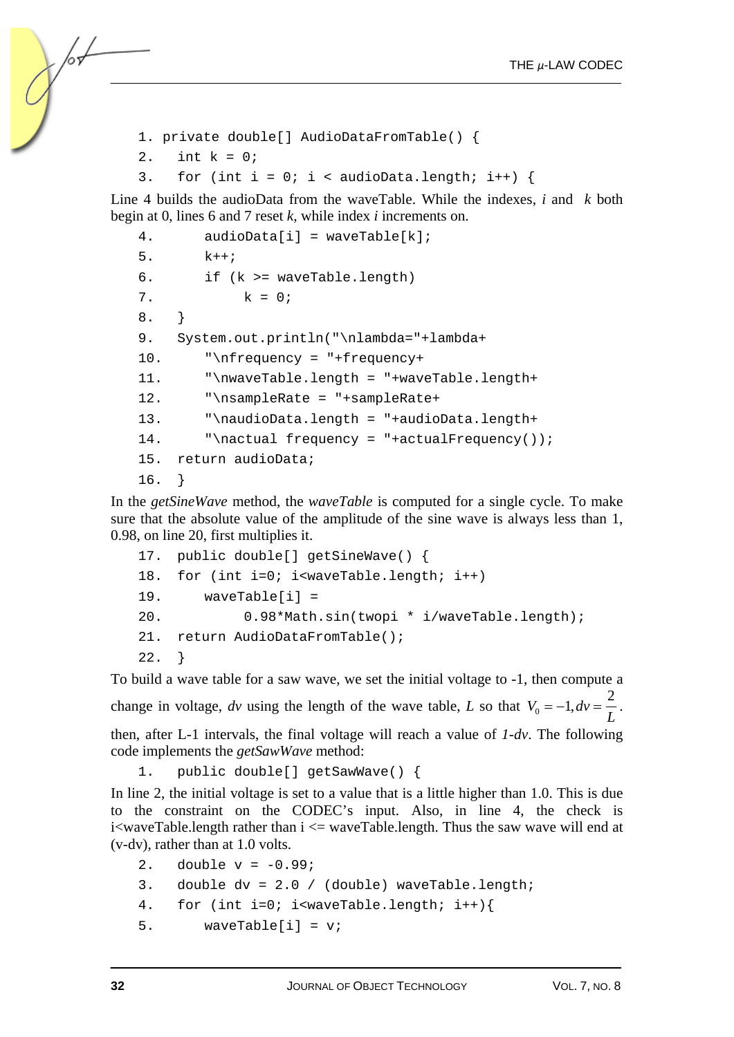```
1. private double[] AudioDataFromTable() {
2.   int k = 0;
3.   for (int i = 0; i < audioData.length; i++) {
```

Line 4 builds the audioData from the waveTable. While the indexes, *i* and *k* both begin at 0, lines 6 and 7 reset *k*, while index *i* increments on.

```
4.       audioData[i] = waveTable[k];
5.       k++;
6.       if (k >= waveTable.length)
7.            k = 0;
8.   }
9.   System.out.println("\nlambda="+lambda+
10.      "\nfrequency = "+frequency+
11.      "\nwaveTable.length = "+waveTable.length+
12.      "\nsampleRate = "+sampleRate+
13.      "\naudioData.length = "+audioData.length+
14.      "\nactual frequency = "+actualFrequency());
15.  return audioData;
16.  }
```

In the *getSineWave* method, the *waveTable* is computed for a single cycle. To make sure that the absolute value of the amplitude of the sine wave is always less than 1, 0.98, on line 20, first multiplies it.

```
17.  public double[] getSineWave() {
18.  for (int i=0; i<waveTable.length; i++)
19.      waveTable[i] =
20.           0.98*Math.sin(twopi * i/waveTable.length);
21.  return AudioDataFromTable();
22.  }
```

To build a wave table for a saw wave, we set the initial voltage to -1, then compute a change in voltage, *dv* using the length of the wave table, *L* so that $V_0 = -1, dv = \frac{2}{L}$. then, after L-1 intervals, the final voltage will reach a value of *1-dv*. The following code implements the *getSawWave* method:

```
1.   public double[] getSawWave() {
```

In line 2, the initial voltage is set to a value that is a little higher than 1.0. This is due to the constraint on the CODEC's input. Also, in line 4, the check is i<waveTable.length rather than i <= waveTable.length. Thus the saw wave will end at (v-dv), rather than at 1.0 volts.

```
2.   double v = -0.99;
3.   double dv = 2.0 / (double) waveTable.length;
4.   for (int i=0; i<waveTable.length; i++){
5.       waveTable[i] = v;
```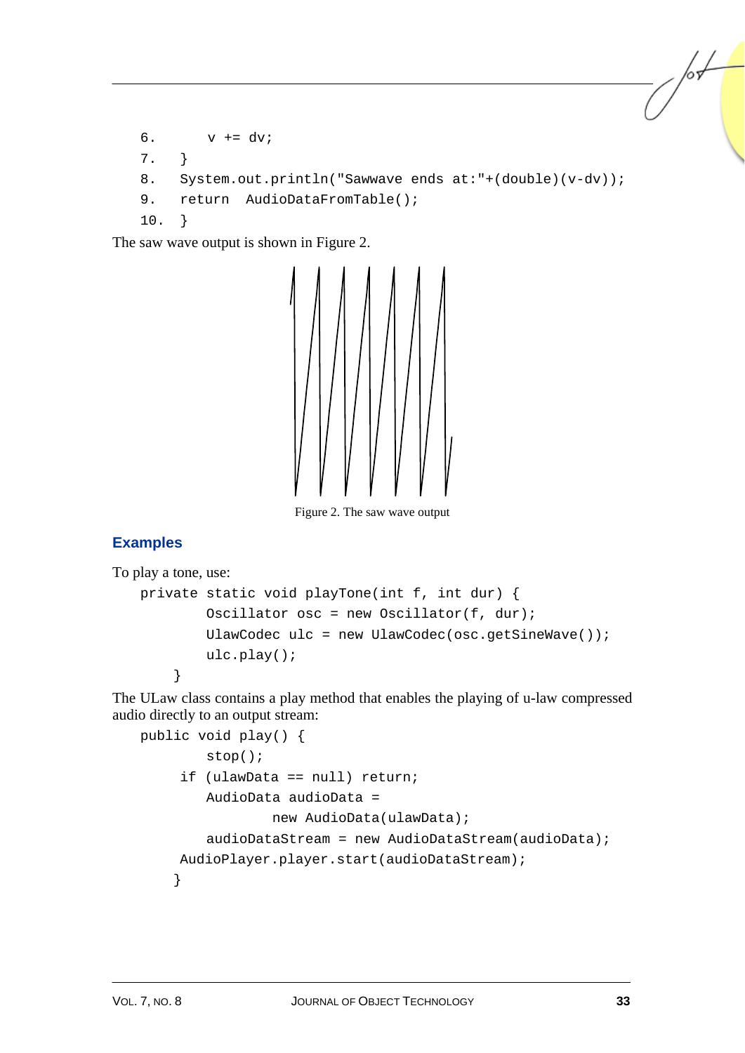```
6.      v += dv;
7.   }
8.   System.out.println("Sawwave ends at:"+(double)(v-dv));
9.   return  AudioDataFromTable();
10.  }
```

The saw wave output is shown in Figure 2.

Figure 2. The saw wave output

## Examples

To play a tone, use:

```
private static void playTone(int f, int dur) {
        Oscillator osc = new Oscillator(f, dur);
        UlawCodec ulc = new UlawCodec(osc.getSineWave());
        ulc.play();
    }
```

The ULaw class contains a play method that enables the playing of u-law compressed audio directly to an output stream:

```
public void play() {
        stop();
     if (ulawData == null) return;
        AudioData audioData =
                new AudioData(ulawData);
        audioDataStream = new AudioDataStream(audioData);
     AudioPlayer.player.start(audioDataStream);
    }
```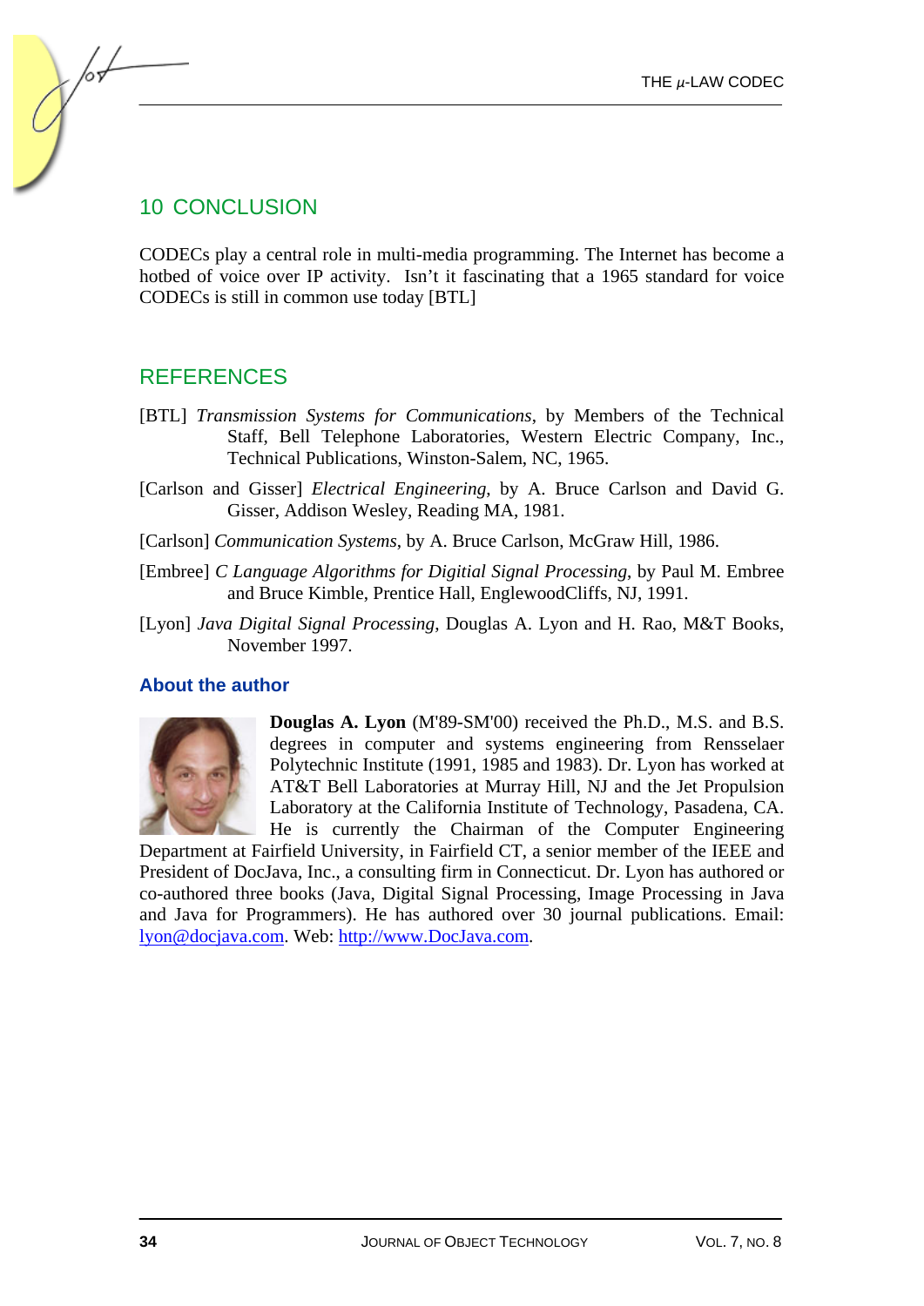## 10 CONCLUSION

CODECs play a central role in multi-media programming. The Internet has become a hotbed of voice over IP activity. Isn't it fascinating that a 1965 standard for voice CODECs is still in common use today [BTL]

## REFERENCES

[BTL] *Transmission Systems for Communications*, by Members of the Technical Staff, Bell Telephone Laboratories, Western Electric Company, Inc., Technical Publications, Winston-Salem, NC, 1965.

[Carlson and Gisser] *Electrical Engineering*, by A. Bruce Carlson and David G. Gisser, Addison Wesley, Reading MA, 1981.

[Carlson] *Communication Systems*, by A. Bruce Carlson, McGraw Hill, 1986.

[Embree] *C Language Algorithms for Digitial Signal Processing*, by Paul M. Embree and Bruce Kimble, Prentice Hall, EnglewoodCliffs, NJ, 1991.

[Lyon] *Java Digital Signal Processing*, Douglas A. Lyon and H. Rao, M&T Books, November 1997.

### About the author

**Douglas A. Lyon** (M'89-SM'00) received the Ph.D., M.S. and B.S. degrees in computer and systems engineering from Rensselaer Polytechnic Institute (1991, 1985 and 1983). Dr. Lyon has worked at AT&T Bell Laboratories at Murray Hill, NJ and the Jet Propulsion Laboratory at the California Institute of Technology, Pasadena, CA. He is currently the Chairman of the Computer Engineering Department at Fairfield University, in Fairfield CT, a senior member of the IEEE and President of DocJava, Inc., a consulting firm in Connecticut. Dr. Lyon has authored or co-authored three books (Java, Digital Signal Processing, Image Processing in Java and Java for Programmers). He has authored over 30 journal publications. Email: lyon@docjava.com. Web: http://www.DocJava.com.